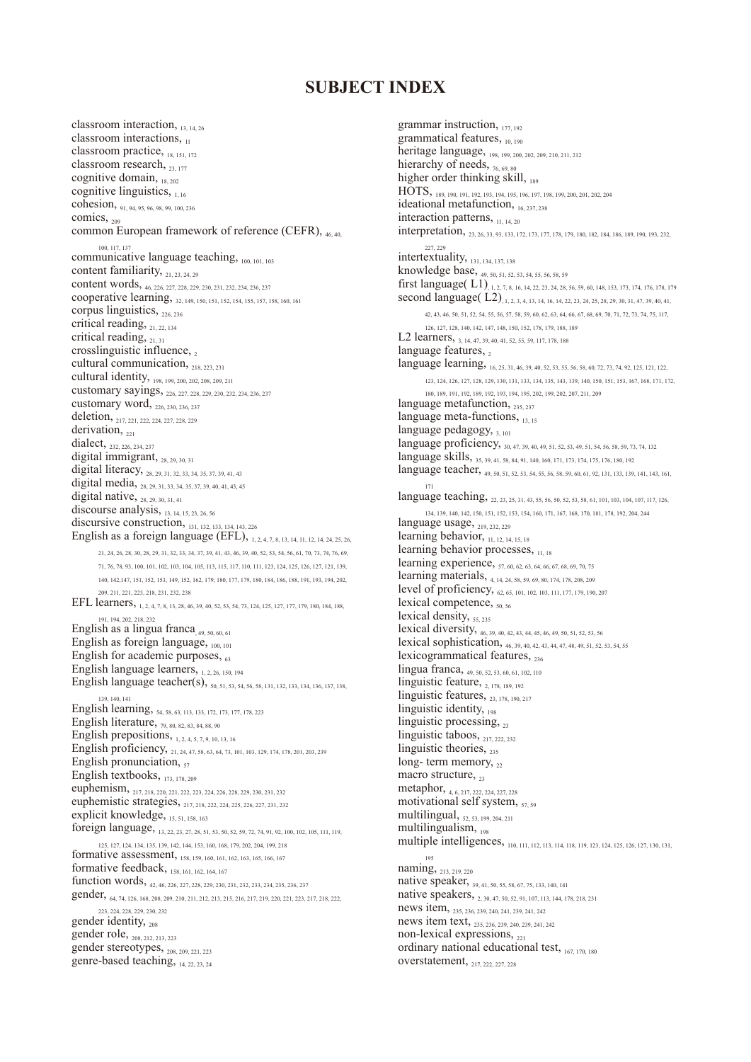# SUBJECT INDEX

classroom interaction, 13, 14, 26
classroom interactions, 11
classroom practice, 18, 151, 172
classroom research, 23, 177
cognitive domain, 18, 202
cognitive linguistics, 1, 16
cohesion, 91, 94, 95, 96, 98, 99, 100, 236
comics, 209
common European framework of reference (CEFR), 46, 40, 100, 117, 137
communicative language teaching, 100, 101, 103
content familiarity, 21, 23, 24, 29
content words, 46, 226, 227, 228, 229, 230, 231, 232, 234, 236, 237
cooperative learning, 32, 149, 150, 151, 152, 154, 155, 157, 158, 160, 161
corpus linguistics, 226, 236
critical reading, 21, 22, 134
critical reading, 21, 31
crosslinguistic influence, 2
cultural communication, 218, 223, 231
cultural identity, 198, 199, 200, 202, 208, 209, 211
customary sayings, 226, 227, 228, 229, 230, 232, 234, 236, 237
customary word, 226, 230, 236, 237
deletion, 217, 221, 222, 224, 227, 228, 229
derivation, 221
dialect, 232, 226, 234, 237
digital immigrant, 28, 29, 30, 31
digital literacy, 28, 29, 31, 32, 33, 34, 35, 37, 39, 41, 43
digital media, 28, 29, 31, 33, 34, 35, 37, 39, 40, 41, 43, 45
digital native, 28, 29, 30, 31, 41
discourse analysis, 13, 14, 15, 23, 26, 56
discursive construction, 131, 132, 133, 134, 143, 226
English as a foreign language (EFL), 1, 2, 4, 7, 8, 13, 14, 11, 12, 14, 24, 25, 26, 21, 24, 26, 28, 30, 28, 29, 31, 32, 33, 34, 37, 39, 41, 43, 46, 39, 40, 52, 53, 54, 56, 61, 70, 73, 74, 76, 69, 71, 76, 78, 93, 100, 101, 102, 103, 104, 105, 113, 115, 117, 110, 111, 123, 124, 125, 126, 127, 121, 139, 140, 142,147, 151, 152, 153, 149, 152, 162, 179, 180, 177, 179, 180, 184, 186, 188, 191, 193, 194, 202, 209, 211, 221, 223, 218, 231, 232, 238
EFL learners, 1, 2, 4, 7, 8, 13, 28, 46, 39, 40, 52, 53, 54, 73, 124, 125, 127, 177, 179, 180, 184, 188, 191, 194, 202, 218, 232
English as a lingua franca 49, 50, 60, 61
English as foreign language, 100, 101
English for academic purposes, 63
English language learners, 1, 2, 26, 150, 194
English language teacher(s), 50, 51, 53, 54, 56, 58, 131, 132, 133, 134, 136, 137, 138, 139, 140, 141
English learning, 54, 58, 63, 113, 133, 172, 173, 177, 178, 223
English literature, 79, 80, 82, 83, 84, 88, 90
English prepositions, 1, 2, 4, 5, 7, 9, 10, 13, 16
English proficiency, 21, 24, 47, 58, 63, 64, 73, 101, 103, 129, 174, 178, 201, 203, 239
English pronunciation, 57
English textbooks, 173, 178, 209
euphemism, 217, 218, 220, 221, 222, 223, 224, 226, 228, 229, 230, 231, 232
euphemistic strategies, 217, 218, 222, 224, 225, 226, 227, 231, 232
explicit knowledge, 15, 51, 158, 163
foreign language, 13, 22, 23, 27, 28, 51, 53, 50, 52, 59, 72, 74, 91, 92, 100, 102, 105, 111, 119, 125, 127, 124, 134, 135, 139, 142, 144, 153, 160, 168, 179, 202, 204, 199, 218
formative assessment, 158, 159, 160, 161, 162, 163, 165, 166, 167
formative feedback, 158, 161, 162, 164, 167
function words, 42, 46, 226, 227, 228, 229, 230, 231, 232, 233, 234, 235, 236, 237
gender, 64, 74, 126, 168, 208, 209, 210, 211, 212, 213, 215, 216, 217, 219, 220, 221, 223, 217, 218, 222, 223, 224, 228, 229, 230, 232
gender identity, 208
gender role, 208, 212, 213, 223
gender stereotypes, 208, 209, 221, 223
genre-based teaching, 14, 22, 23, 24
grammar instruction, 177, 192
grammatical features, 10, 190
heritage language, 198, 199, 200, 202, 209, 210, 211, 212
hierarchy of needs, 76, 69, 80
higher order thinking skill, 189
HOTS, 189, 190, 191, 192, 193, 194, 195, 196, 197, 198, 199, 200, 201, 202, 204
ideational metafunction, 16, 237, 238
interaction patterns, 11, 14, 20
interpretation, 23, 26, 33, 93, 133, 172, 173, 177, 178, 179, 180, 182, 184, 186, 189, 190, 193, 232, 227, 229
intertextuality, 131, 134, 137, 138
knowledge base, 49, 50, 51, 52, 53, 54, 55, 56, 58, 59
first language( L1), 1, 2, 7, 8, 16, 14, 22, 23, 24, 28, 56, 59, 60, 148, 153, 173, 174, 176, 178, 179
second language( L2), 1, 2, 3, 4, 13, 14, 16, 14, 22, 23, 24, 25, 28, 29, 30, 31, 47, 39, 40, 41, 42, 43, 46, 50, 51, 52, 54, 55, 56, 57, 58, 59, 60, 62, 63, 64, 66, 67, 68, 69, 70, 71, 72, 73, 74, 75, 117, 126, 127, 128, 140, 142, 147, 148, 150, 152, 178, 179, 188, 189
L2 learners, 3, 14, 47, 39, 40, 41, 52, 55, 59, 117, 178, 188
language features, 2
language learning, 16, 25, 31, 46, 39, 40, 52, 53, 55, 56, 58, 60, 72, 73, 74, 92, 125, 121, 122, 123, 124, 126, 127, 128, 129, 130, 131, 133, 134, 135, 143, 139, 140, 150, 151, 153, 167, 168, 171, 172, 180, 189, 191, 192, 189, 192, 193, 194, 195, 202, 199, 202, 207, 211, 209
language metafunction, 235, 237
language meta-functions, 13, 15
language pedagogy, 3, 101
language proficiency, 30, 47, 39, 40, 49, 51, 52, 53, 49, 51, 54, 56, 58, 59, 73, 74, 132
language skills, 35, 39, 41, 58, 84, 91, 140, 160, 171, 173, 174, 175, 176, 180, 192
language teacher, 49, 50, 51, 52, 53, 54, 55, 56, 58, 59, 60, 61, 92, 131, 133, 139, 141, 143, 161, 171
language teaching, 22, 23, 25, 31, 43, 55, 56, 50, 52, 53, 58, 61, 101, 103, 104, 107, 117, 126, 134, 139, 140, 142, 150, 151, 152, 153, 154, 160, 171, 167, 168, 170, 181, 178, 192, 204, 244
language usage, 219, 232, 229
learning behavior, 11, 12, 14, 15, 18
learning behavior processes, 11, 18
learning experience, 57, 60, 62, 63, 64, 66, 67, 68, 69, 70, 75
learning materials, 4, 14, 24, 58, 59, 69, 80, 174, 178, 208, 209
level of proficiency, 62, 65, 101, 102, 103, 111, 177, 179, 190, 207
lexical competence, 50, 56
lexical density, 55, 235
lexical diversity, 46, 39, 40, 42, 43, 44, 45, 46, 49, 50, 51, 52, 53, 56
lexical sophistication, 46, 39, 40, 42, 43, 44, 47, 48, 49, 51, 52, 53, 54, 55
lexicogrammatical features, 236
lingua franca, 49, 50, 52, 53, 60, 61, 102, 110
linguistic feature, 2, 178, 189, 192
linguistic features, 23, 178, 190, 217
linguistic identity, 198
linguistic processing, 23
linguistic taboos, 217, 222, 232
linguistic theories, 235
long- term memory, 22
macro structure, 23
metaphor, 4, 6, 217, 222, 224, 227, 228
motivational self system, 57, 59
multilingual, 52, 53, 199, 204, 211
multilingualism, 198
multiple intelligences, 110, 111, 112, 113, 114, 118, 119, 123, 124, 125, 126, 127, 130, 131, 195
naming, 213, 219, 220
native speaker, 39, 41, 50, 55, 58, 67, 75, 133, 140, 141
native speakers, 2, 30, 47, 50, 52, 91, 107, 113, 144, 178, 218, 231
news item, 235, 236, 239, 240, 241, 239, 241, 242
news item text, 235, 236, 239, 240, 239, 241, 242
non-lexical expressions, 221
ordinary national educational test, 167, 170, 180
overstatement, 217, 222, 227, 228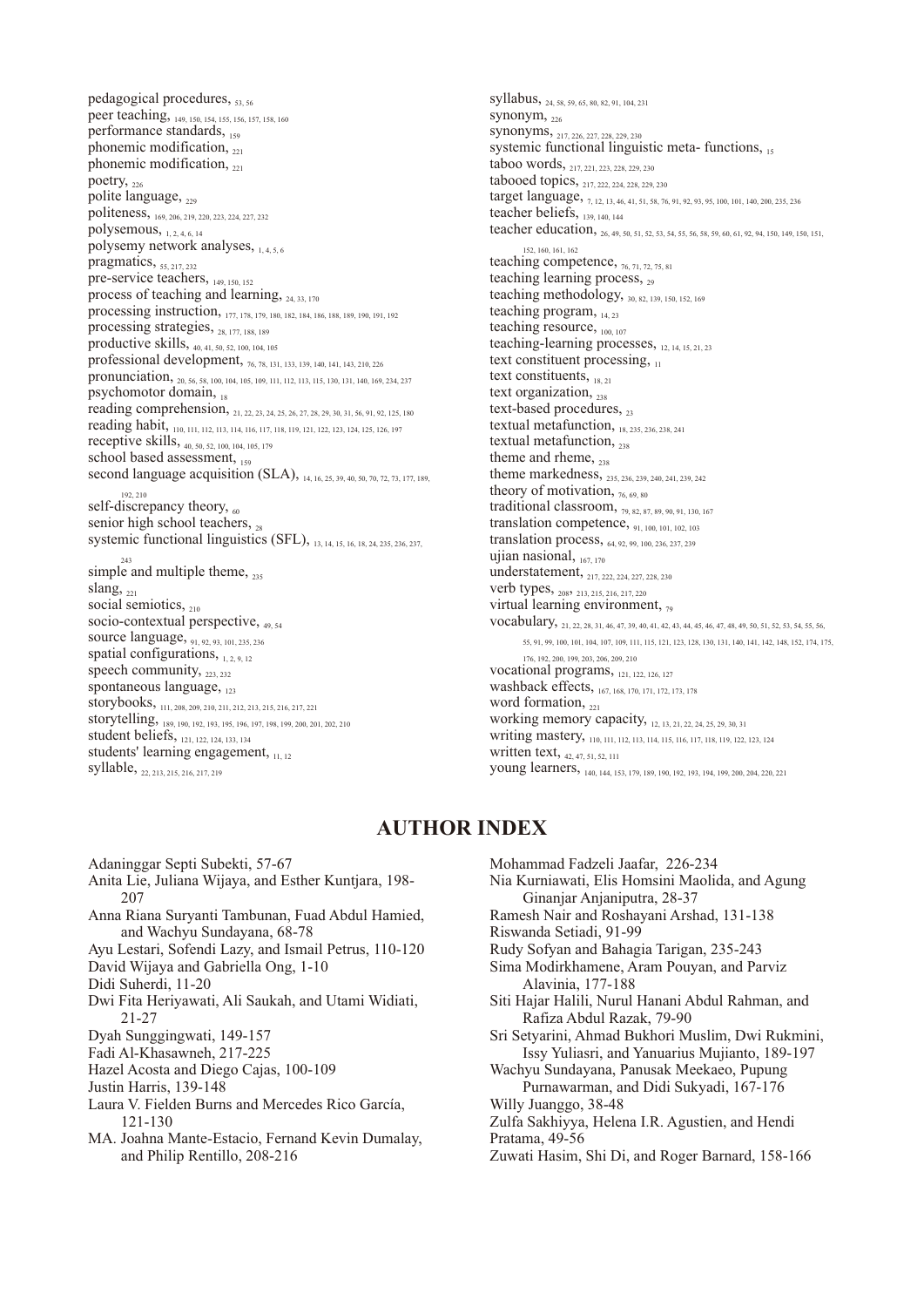pedagogical procedures, 53, 56
peer teaching, 149, 150, 154, 155, 156, 157, 158, 160
performance standards, 159
phonemic modification, 221
phonemic modification, 221
poetry, 226
polite language, 229
politeness, 169, 206, 219, 220, 223, 224, 227, 232
polysemous, 1, 2, 4, 6, 14
polysemy network analyses, 1, 4, 5, 6
pragmatics, 55, 217, 232
pre-service teachers, 149, 150, 152
process of teaching and learning, 24, 33, 170
processing instruction, 177, 178, 179, 180, 182, 184, 186, 188, 189, 190, 191, 192
processing strategies, 28, 177, 188, 189
productive skills, 40, 41, 50, 52, 100, 104, 105
professional development, 76, 78, 131, 133, 139, 140, 141, 143, 210, 226
pronunciation, 20, 56, 58, 100, 104, 105, 109, 111, 112, 113, 115, 130, 131, 140, 169, 234, 237
psychomotor domain, 18
reading comprehension, 21, 22, 23, 24, 25, 26, 27, 28, 29, 30, 31, 56, 91, 92, 125, 180
reading habit, 110, 111, 112, 113, 114, 116, 117, 118, 119, 121, 122, 123, 124, 125, 126, 197
receptive skills, 40, 50, 52, 100, 104, 105, 179
school based assessment, 159
second language acquisition (SLA), 14, 16, 25, 39, 40, 50, 70, 72, 73, 177, 189, 192, 210
self-discrepancy theory, 60
senior high school teachers, 28
systemic functional linguistics (SFL), 13, 14, 15, 16, 18, 24, 235, 236, 237, 243
simple and multiple theme, 235
slang, 221
social semiotics, 210
socio-contextual perspective, 49, 54
source language, 91, 92, 93, 101, 235, 236
spatial configurations, 1, 2, 9, 12
speech community, 223, 232
spontaneous language, 123
storybooks, 111, 208, 209, 210, 211, 212, 213, 215, 216, 217, 221
storytelling, 189, 190, 192, 193, 195, 196, 197, 198, 199, 200, 201, 202, 210
student beliefs, 121, 122, 124, 133, 134
students' learning engagement, 11, 12
syllable, 22, 213, 215, 216, 217, 219

syllabus, 24, 58, 59, 65, 80, 82, 91, 104, 231
synonym, 226
synonyms, 217, 226, 227, 228, 229, 230
systemic functional linguistic meta- functions, 15
taboo words, 217, 221, 223, 228, 229, 230
tabooed topics, 217, 222, 224, 228, 229, 230
target language, 7, 12, 13, 46, 41, 51, 58, 76, 91, 92, 93, 95, 100, 101, 140, 200, 235, 236
teacher beliefs, 139, 140, 144
teacher education, 26, 49, 50, 51, 52, 53, 54, 55, 56, 58, 59, 60, 61, 92, 94, 150, 149, 150, 151, 152, 160, 161, 162
teaching competence, 76, 71, 72, 75, 81
teaching learning process, 29
teaching methodology, 30, 82, 139, 150, 152, 169
teaching program, 14, 23
teaching resource, 100, 107
teaching-learning processes, 12, 14, 15, 21, 23
text constituent processing, 11
text constituents, 18, 21
text organization, 238
text-based procedures, 23
textual metafunction, 18, 235, 236, 238, 241
textual metafunction, 238
theme and rheme, 238
theme markedness, 235, 236, 239, 240, 241, 239, 242
theory of motivation, 76, 69, 80
traditional classroom, 79, 82, 87, 89, 90, 91, 130, 167
translation competence, 91, 100, 101, 102, 103
translation process, 64, 92, 99, 100, 236, 237, 239
ujian nasional, 167, 170
understatement, 217, 222, 224, 227, 228, 230
verb types, 208, 213, 215, 216, 217, 220
virtual learning environment, 79
vocabulary, 21, 22, 28, 31, 46, 47, 39, 40, 41, 42, 43, 44, 45, 46, 47, 48, 49, 50, 51, 52, 53, 54, 55, 56, 55, 91, 99, 100, 101, 104, 107, 109, 111, 115, 121, 123, 128, 130, 131, 140, 141, 142, 148, 152, 174, 175, 176, 192, 200, 199, 203, 206, 209, 210
vocational programs, 121, 122, 126, 127
washback effects, 167, 168, 170, 171, 172, 173, 178
word formation, 221
working memory capacity, 12, 13, 21, 22, 24, 25, 29, 30, 31
writing mastery, 110, 111, 112, 113, 114, 115, 116, 117, 118, 119, 122, 123, 124
written text, 42, 47, 51, 52, 111
young learners, 140, 144, 153, 179, 189, 190, 192, 193, 194, 199, 200, 204, 220, 221

## AUTHOR INDEX

Adaninggar Septi Subekti, 57-67
Anita Lie, Juliana Wijaya, and Esther Kuntjara, 198-207
Anna Riana Suryanti Tambunan, Fuad Abdul Hamied, and Wachyu Sundayana, 68-78
Ayu Lestari, Sofendi Lazy, and Ismail Petrus, 110-120
David Wijaya and Gabriella Ong, 1-10
Didi Suherdi, 11-20
Dwi Fita Heriyawati, Ali Saukah, and Utami Widiati, 21-27
Dyah Sunggingwati, 149-157
Fadi Al-Khasawneh, 217-225
Hazel Acosta and Diego Cajas, 100-109
Justin Harris, 139-148
Laura V. Fielden Burns and Mercedes Rico García, 121-130
MA. Joahna Mante-Estacio, Fernand Kevin Dumalay, and Philip Rentillo, 208-216
Mohammad Fadzeli Jaafar, 226-234
Nia Kurniawati, Elis Homsini Maolida, and Agung Ginanjar Anjaniputra, 28-37
Ramesh Nair and Roshayani Arshad, 131-138
Riswanda Setiadi, 91-99
Rudy Sofyan and Bahagia Tarigan, 235-243
Sima Modirkhamene, Aram Pouyan, and Parviz Alavinia, 177-188
Siti Hajar Halili, Nurul Hanani Abdul Rahman, and Rafiza Abdul Razak, 79-90
Sri Setyarini, Ahmad Bukhori Muslim, Dwi Rukmini, Issy Yuliasri, and Yanuarius Mujianto, 189-197
Wachyu Sundayana, Panusak Meekaeo, Pupung Purnawarman, and Didi Sukyadi, 167-176
Willy Juanggo, 38-48
Zulfa Sakhiyya, Helena I.R. Agustien, and Hendi Pratama, 49-56
Zuwati Hasim, Shi Di, and Roger Barnard, 158-166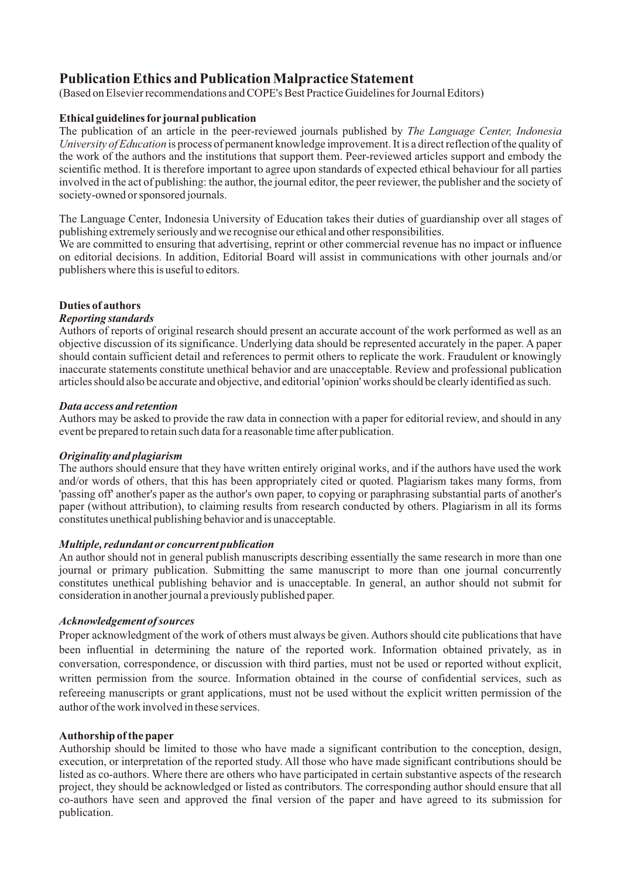## Publication Ethics and Publication Malpractice Statement

(Based on Elsevier recommendations and COPE's Best Practice Guidelines for Journal Editors)

**Ethical guidelines for journal publication**

The publication of an article in the peer-reviewed journals published by *The Language Center, Indonesia University of Education* is process of permanent knowledge improvement. It is a direct reflection of the quality of the work of the authors and the institutions that support them. Peer-reviewed articles support and embody the scientific method. It is therefore important to agree upon standards of expected ethical behaviour for all parties involved in the act of publishing: the author, the journal editor, the peer reviewer, the publisher and the society of society-owned or sponsored journals.

The Language Center, Indonesia University of Education takes their duties of guardianship over all stages of publishing extremely seriously and we recognise our ethical and other responsibilities.
We are committed to ensuring that advertising, reprint or other commercial revenue has no impact or influence on editorial decisions. In addition, Editorial Board will assist in communications with other journals and/or publishers where this is useful to editors.

**Duties of authors**

***Reporting standards***

Authors of reports of original research should present an accurate account of the work performed as well as an objective discussion of its significance. Underlying data should be represented accurately in the paper. A paper should contain sufficient detail and references to permit others to replicate the work. Fraudulent or knowingly inaccurate statements constitute unethical behavior and are unacceptable. Review and professional publication articles should also be accurate and objective, and editorial 'opinion' works should be clearly identified as such.

***Data access and retention***

Authors may be asked to provide the raw data in connection with a paper for editorial review, and should in any event be prepared to retain such data for a reasonable time after publication.

***Originality and plagiarism***

The authors should ensure that they have written entirely original works, and if the authors have used the work and/or words of others, that this has been appropriately cited or quoted. Plagiarism takes many forms, from 'passing off' another's paper as the author's own paper, to copying or paraphrasing substantial parts of another's paper (without attribution), to claiming results from research conducted by others. Plagiarism in all its forms constitutes unethical publishing behavior and is unacceptable.

***Multiple, redundant or concurrent publication***

An author should not in general publish manuscripts describing essentially the same research in more than one journal or primary publication. Submitting the same manuscript to more than one journal concurrently constitutes unethical publishing behavior and is unacceptable. In general, an author should not submit for consideration in another journal a previously published paper.

***Acknowledgement of sources***

Proper acknowledgment of the work of others must always be given. Authors should cite publications that have been influential in determining the nature of the reported work. Information obtained privately, as in conversation, correspondence, or discussion with third parties, must not be used or reported without explicit, written permission from the source. Information obtained in the course of confidential services, such as refereeing manuscripts or grant applications, must not be used without the explicit written permission of the author of the work involved in these services.

**Authorship of the paper**

Authorship should be limited to those who have made a significant contribution to the conception, design, execution, or interpretation of the reported study. All those who have made significant contributions should be listed as co-authors. Where there are others who have participated in certain substantive aspects of the research project, they should be acknowledged or listed as contributors. The corresponding author should ensure that all co-authors have seen and approved the final version of the paper and have agreed to its submission for publication.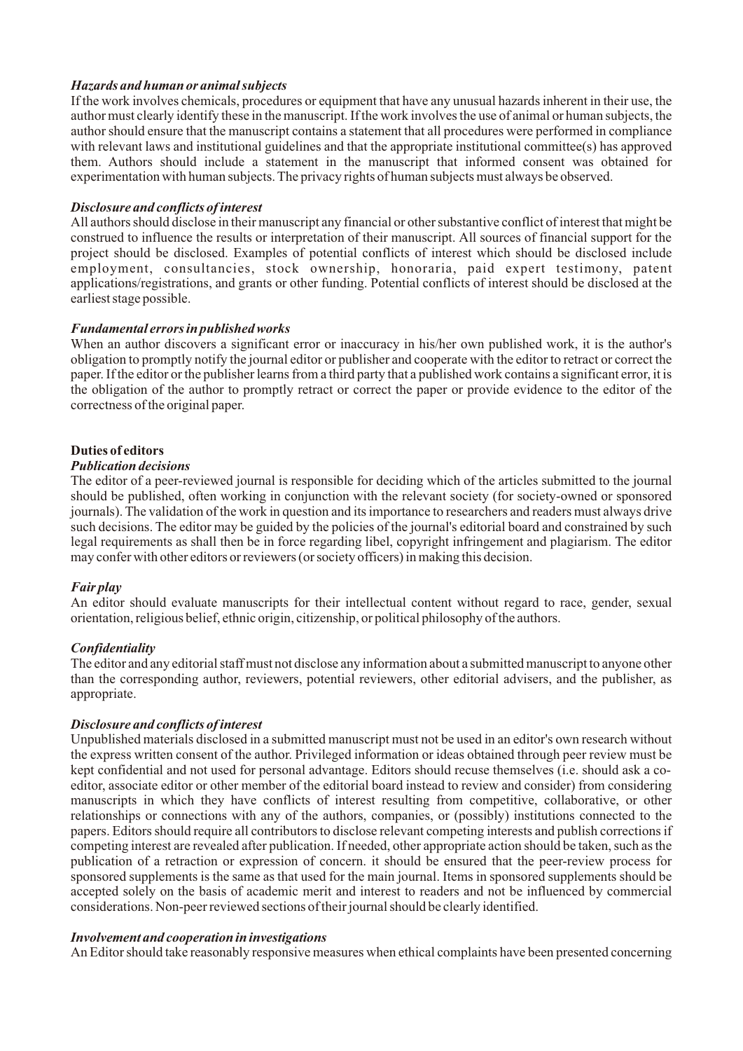### *Hazards and human or animal subjects*

If the work involves chemicals, procedures or equipment that have any unusual hazards inherent in their use, the author must clearly identify these in the manuscript. If the work involves the use of animal or human subjects, the author should ensure that the manuscript contains a statement that all procedures were performed in compliance with relevant laws and institutional guidelines and that the appropriate institutional committee(s) has approved them. Authors should include a statement in the manuscript that informed consent was obtained for experimentation with human subjects. The privacy rights of human subjects must always be observed.

### *Disclosure and conflicts of interest*

All authors should disclose in their manuscript any financial or other substantive conflict of interest that might be construed to influence the results or interpretation of their manuscript. All sources of financial support for the project should be disclosed. Examples of potential conflicts of interest which should be disclosed include employment, consultancies, stock ownership, honoraria, paid expert testimony, patent applications/registrations, and grants or other funding. Potential conflicts of interest should be disclosed at the earliest stage possible.

### *Fundamental errors in published works*

When an author discovers a significant error or inaccuracy in his/her own published work, it is the author's obligation to promptly notify the journal editor or publisher and cooperate with the editor to retract or correct the paper. If the editor or the publisher learns from a third party that a published work contains a significant error, it is the obligation of the author to promptly retract or correct the paper or provide evidence to the editor of the correctness of the original paper.

## Duties of editors

### *Publication decisions*

The editor of a peer-reviewed journal is responsible for deciding which of the articles submitted to the journal should be published, often working in conjunction with the relevant society (for society-owned or sponsored journals). The validation of the work in question and its importance to researchers and readers must always drive such decisions. The editor may be guided by the policies of the journal's editorial board and constrained by such legal requirements as shall then be in force regarding libel, copyright infringement and plagiarism. The editor may confer with other editors or reviewers (or society officers) in making this decision.

### *Fair play*

An editor should evaluate manuscripts for their intellectual content without regard to race, gender, sexual orientation, religious belief, ethnic origin, citizenship, or political philosophy of the authors.

### *Confidentiality*

The editor and any editorial staff must not disclose any information about a submitted manuscript to anyone other than the corresponding author, reviewers, potential reviewers, other editorial advisers, and the publisher, as appropriate.

### *Disclosure and conflicts of interest*

Unpublished materials disclosed in a submitted manuscript must not be used in an editor's own research without the express written consent of the author. Privileged information or ideas obtained through peer review must be kept confidential and not used for personal advantage. Editors should recuse themselves (i.e. should ask a co-editor, associate editor or other member of the editorial board instead to review and consider) from considering manuscripts in which they have conflicts of interest resulting from competitive, collaborative, or other relationships or connections with any of the authors, companies, or (possibly) institutions connected to the papers. Editors should require all contributors to disclose relevant competing interests and publish corrections if competing interest are revealed after publication. If needed, other appropriate action should be taken, such as the publication of a retraction or expression of concern. it should be ensured that the peer-review process for sponsored supplements is the same as that used for the main journal. Items in sponsored supplements should be accepted solely on the basis of academic merit and interest to readers and not be influenced by commercial considerations. Non-peer reviewed sections of their journal should be clearly identified.

### *Involvement and cooperation in investigations*

An Editor should take reasonably responsive measures when ethical complaints have been presented concerning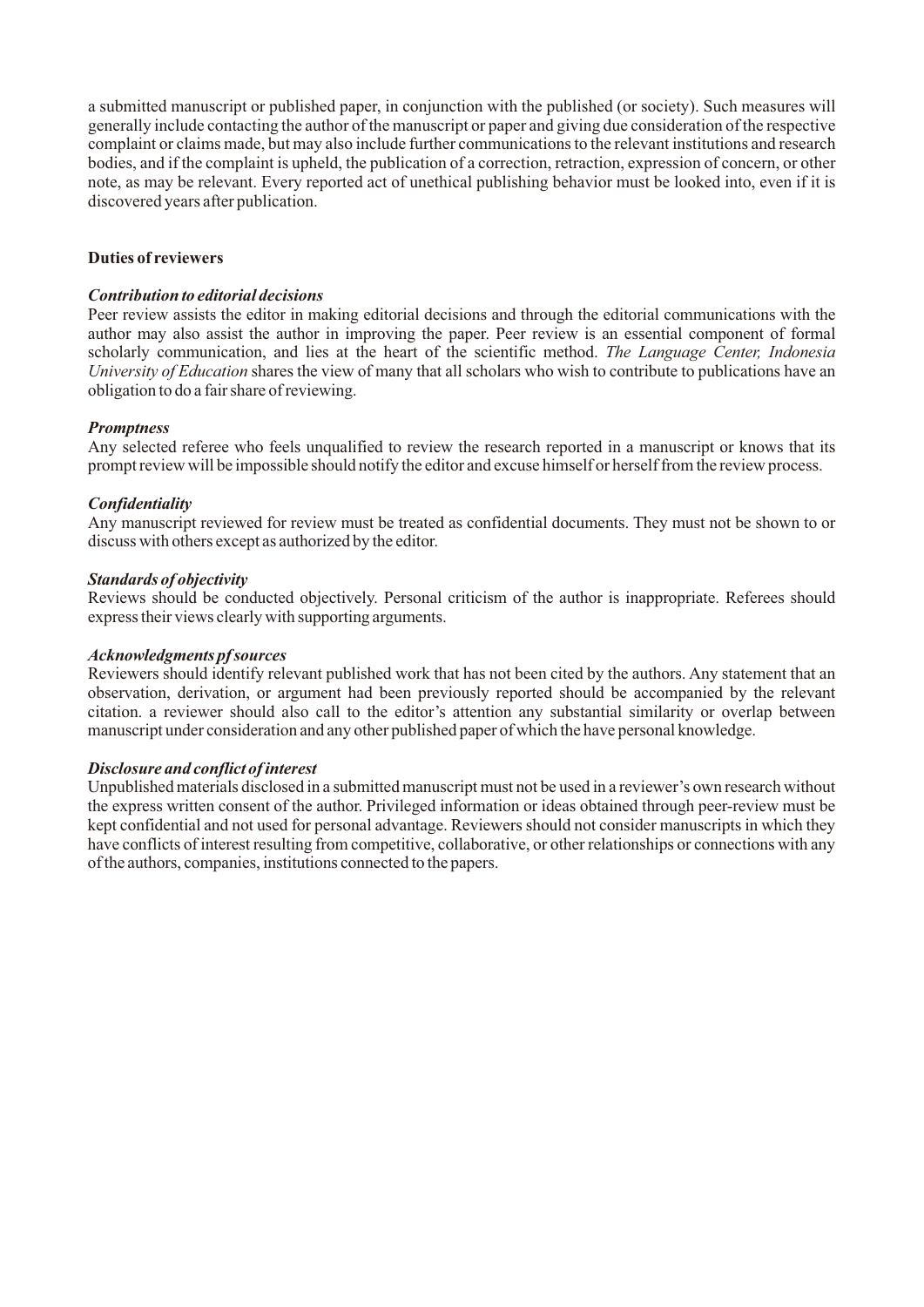a submitted manuscript or published paper, in conjunction with the published (or society). Such measures will generally include contacting the author of the manuscript or paper and giving due consideration of the respective complaint or claims made, but may also include further communications to the relevant institutions and research bodies, and if the complaint is upheld, the publication of a correction, retraction, expression of concern, or other note, as may be relevant. Every reported act of unethical publishing behavior must be looked into, even if it is discovered years after publication.

## Duties of reviewers

### *Contribution to editorial decisions*

Peer review assists the editor in making editorial decisions and through the editorial communications with the author may also assist the author in improving the paper. Peer review is an essential component of formal scholarly communication, and lies at the heart of the scientific method. *The Language Center, Indonesia University of Education* shares the view of many that all scholars who wish to contribute to publications have an obligation to do a fair share of reviewing.

### *Promptness*

Any selected referee who feels unqualified to review the research reported in a manuscript or knows that its prompt review will be impossible should notify the editor and excuse himself or herself from the review process.

### *Confidentiality*

Any manuscript reviewed for review must be treated as confidential documents. They must not be shown to or discuss with others except as authorized by the editor.

### *Standards of objectivity*

Reviews should be conducted objectively. Personal criticism of the author is inappropriate. Referees should express their views clearly with supporting arguments.

### *Acknowledgments pf sources*

Reviewers should identify relevant published work that has not been cited by the authors. Any statement that an observation, derivation, or argument had been previously reported should be accompanied by the relevant citation. a reviewer should also call to the editor's attention any substantial similarity or overlap between manuscript under consideration and any other published paper of which the have personal knowledge.

### *Disclosure and conflict of interest*

Unpublished materials disclosed in a submitted manuscript must not be used in a reviewer's own research without the express written consent of the author. Privileged information or ideas obtained through peer-review must be kept confidential and not used for personal advantage. Reviewers should not consider manuscripts in which they have conflicts of interest resulting from competitive, collaborative, or other relationships or connections with any of the authors, companies, institutions connected to the papers.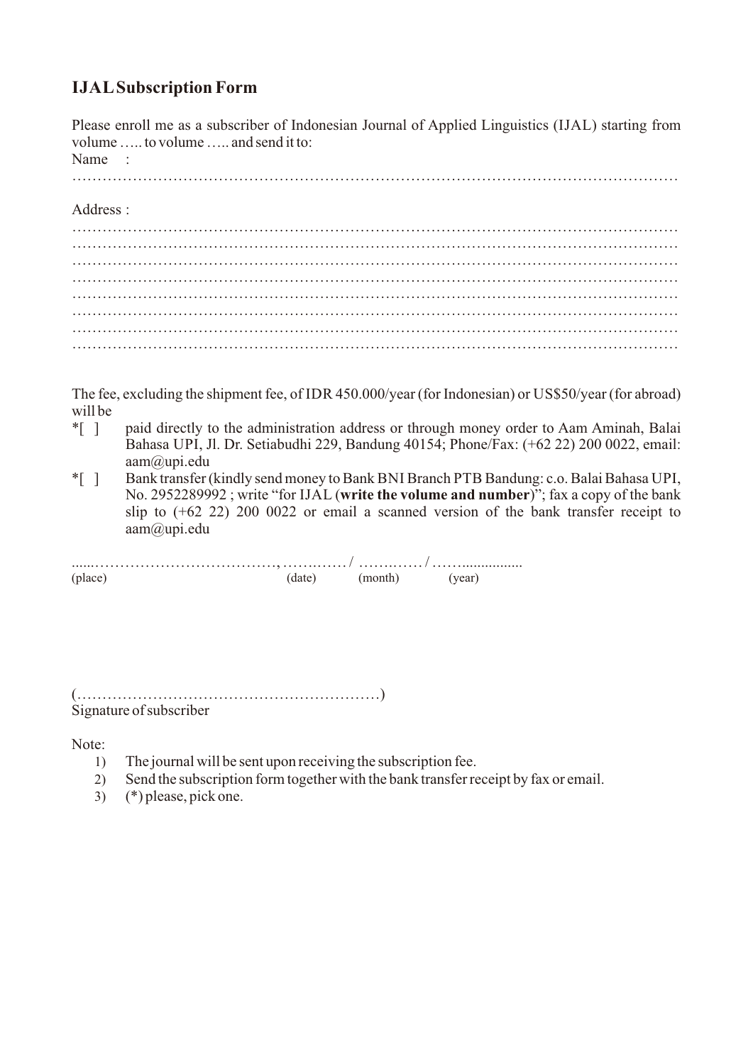## IJAL Subscription Form

Please enroll me as a subscriber of Indonesian Journal of Applied Linguistics (IJAL) starting from volume ….. to volume ….. and send it to:

Name :

…………………………………………………………………………………………………………

Address :

…………………………………………………………………………………………………………

…………………………………………………………………………………………………………

…………………………………………………………………………………………………………

…………………………………………………………………………………………………………

…………………………………………………………………………………………………………

…………………………………………………………………………………………………………

…………………………………………………………………………………………………………

…………………………………………………………………………………………………………

The fee, excluding the shipment fee, of IDR 450.000/year (for Indonesian) or US$50/year (for abroad) will be

*[ ] paid directly to the administration address or through money order to Aam Aminah, Balai Bahasa UPI, Jl. Dr. Setiabudhi 229, Bandung 40154; Phone/Fax: (+62 22) 200 0022, email: aam@upi.edu

*[ ] Bank transfer (kindly send money to Bank BNI Branch PTB Bandung: c.o. Balai Bahasa UPI, No. 2952289992 ; write "for IJAL (**write the volume and number**)"; fax a copy of the bank slip to (+62 22) 200 0022 or email a scanned version of the bank transfer receipt to aam@upi.edu

......………………………………, ………… / ………… / ……................

(place) (date) (month) (year)

(……………………………………………………)

Signature of subscriber

Note:

1) The journal will be sent upon receiving the subscription fee.
2) Send the subscription form together with the bank transfer receipt by fax or email.
3) (*) please, pick one.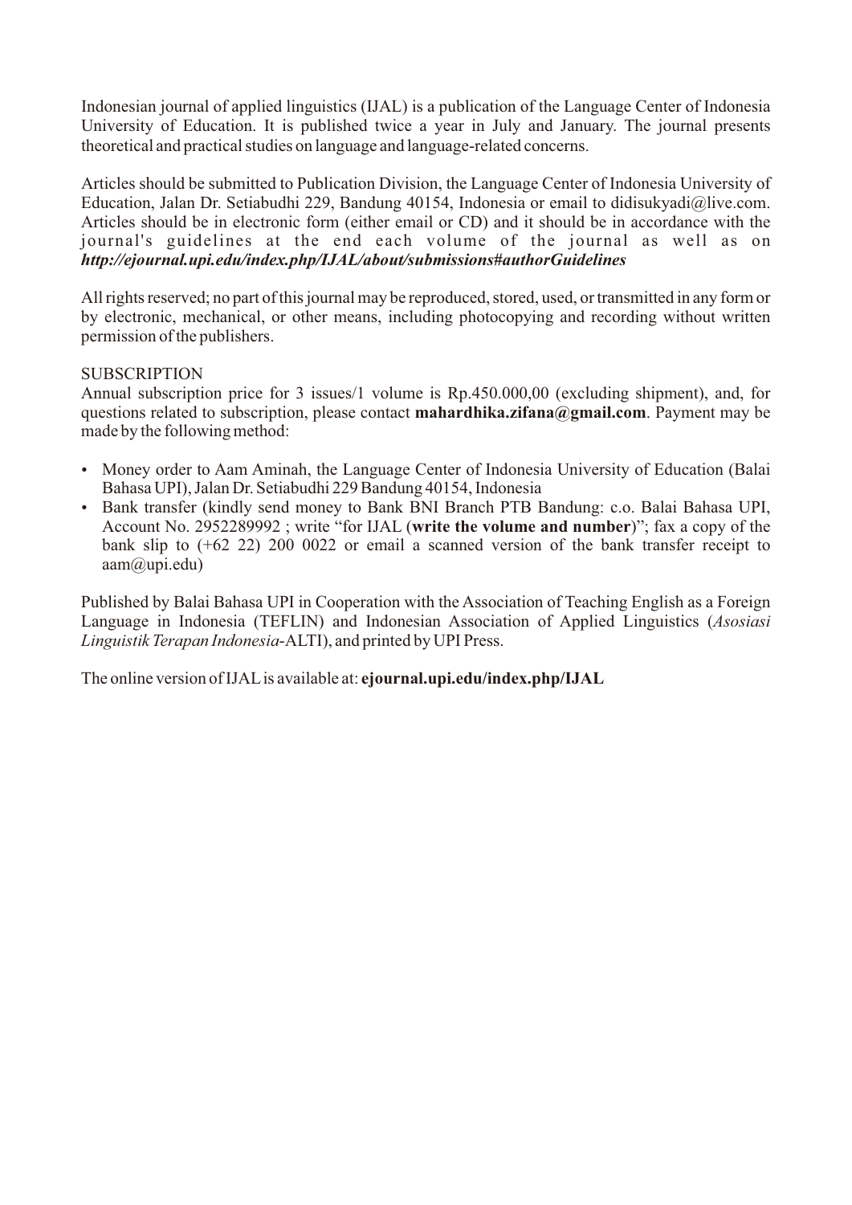Indonesian journal of applied linguistics (IJAL) is a publication of the Language Center of Indonesia University of Education. It is published twice a year in July and January. The journal presents theoretical and practical studies on language and language-related concerns.

Articles should be submitted to Publication Division, the Language Center of Indonesia University of Education, Jalan Dr. Setiabudhi 229, Bandung 40154, Indonesia or email to didisukyadi@live.com. Articles should be in electronic form (either email or CD) and it should be in accordance with the journal's guidelines at the end each volume of the journal as well as on ***http://ejournal.upi.edu/index.php/IJAL/about/submissions#authorGuidelines***

All rights reserved; no part of this journal may be reproduced, stored, used, or transmitted in any form or by electronic, mechanical, or other means, including photocopying and recording without written permission of the publishers.

SUBSCRIPTION

Annual subscription price for 3 issues/1 volume is Rp.450.000,00 (excluding shipment), and, for questions related to subscription, please contact **mahardhika.zifana@gmail.com**. Payment may be made by the following method:

- Money order to Aam Aminah, the Language Center of Indonesia University of Education (Balai Bahasa UPI), Jalan Dr. Setiabudhi 229 Bandung 40154, Indonesia
- Bank transfer (kindly send money to Bank BNI Branch PTB Bandung: c.o. Balai Bahasa UPI, Account No. 2952289992 ; write "for IJAL (**write the volume and number**)"; fax a copy of the bank slip to (+62 22) 200 0022 or email a scanned version of the bank transfer receipt to aam@upi.edu)

Published by Balai Bahasa UPI in Cooperation with the Association of Teaching English as a Foreign Language in Indonesia (TEFLIN) and Indonesian Association of Applied Linguistics (*Asosiasi Linguistik Terapan Indonesia*-ALTI), and printed by UPI Press.

The online version of IJAL is available at: **ejournal.upi.edu/index.php/IJAL**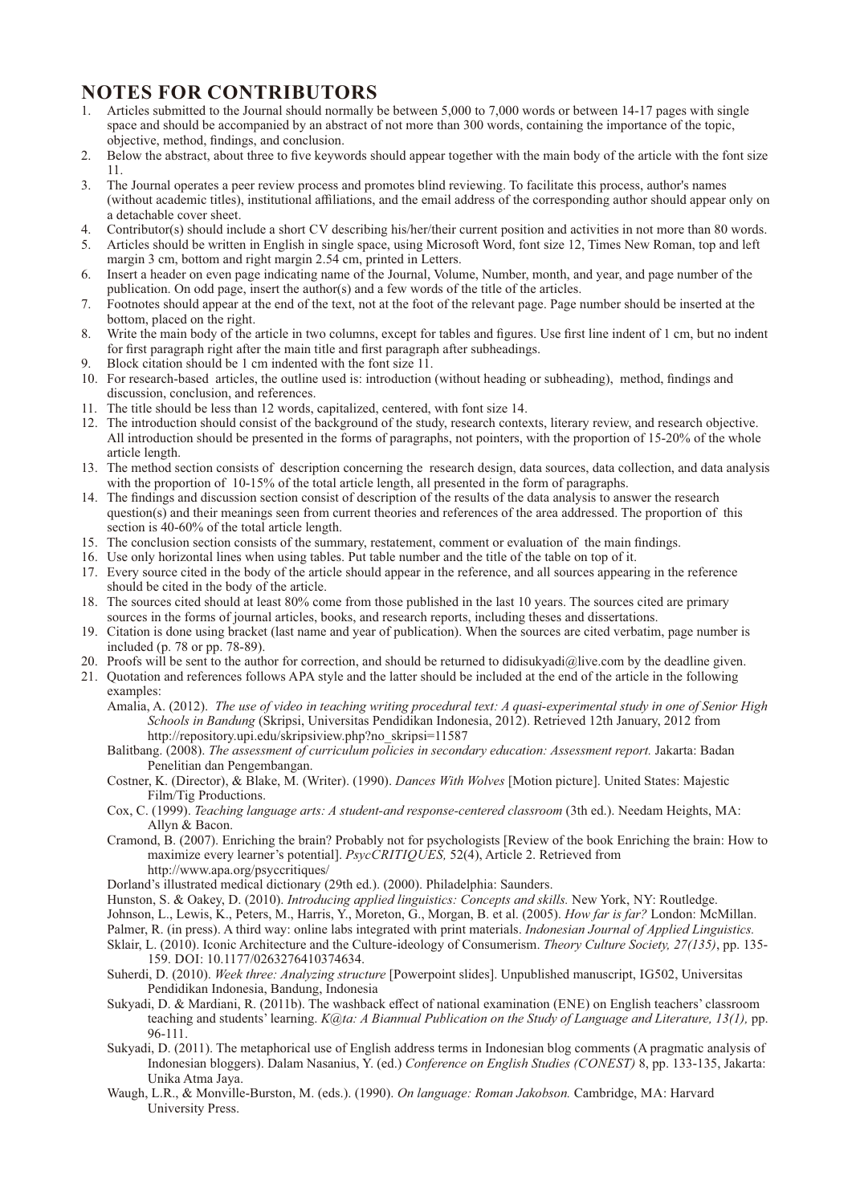# NOTES FOR CONTRIBUTORS

1. Articles submitted to the Journal should normally be between 5,000 to 7,000 words or between 14-17 pages with single space and should be accompanied by an abstract of not more than 300 words, containing the importance of the topic, objective, method, findings, and conclusion.
2. Below the abstract, about three to five keywords should appear together with the main body of the article with the font size 11.
3. The Journal operates a peer review process and promotes blind reviewing. To facilitate this process, author's names (without academic titles), institutional affiliations, and the email address of the corresponding author should appear only on a detachable cover sheet.
4. Contributor(s) should include a short CV describing his/her/their current position and activities in not more than 80 words.
5. Articles should be written in English in single space, using Microsoft Word, font size 12, Times New Roman, top and left margin 3 cm, bottom and right margin 2.54 cm, printed in Letters.
6. Insert a header on even page indicating name of the Journal, Volume, Number, month, and year, and page number of the publication. On odd page, insert the author(s) and a few words of the title of the articles.
7. Footnotes should appear at the end of the text, not at the foot of the relevant page. Page number should be inserted at the bottom, placed on the right.
8. Write the main body of the article in two columns, except for tables and figures. Use first line indent of 1 cm, but no indent for first paragraph right after the main title and first paragraph after subheadings.
9. Block citation should be 1 cm indented with the font size 11.
10. For research-based articles, the outline used is: introduction (without heading or subheading), method, findings and discussion, conclusion, and references.
11. The title should be less than 12 words, capitalized, centered, with font size 14.
12. The introduction should consist of the background of the study, research contexts, literary review, and research objective. All introduction should be presented in the forms of paragraphs, not pointers, with the proportion of 15-20% of the whole article length.
13. The method section consists of description concerning the research design, data sources, data collection, and data analysis with the proportion of 10-15% of the total article length, all presented in the form of paragraphs.
14. The findings and discussion section consist of description of the results of the data analysis to answer the research question(s) and their meanings seen from current theories and references of the area addressed. The proportion of this section is 40-60% of the total article length.
15. The conclusion section consists of the summary, restatement, comment or evaluation of the main findings.
16. Use only horizontal lines when using tables. Put table number and the title of the table on top of it.
17. Every source cited in the body of the article should appear in the reference, and all sources appearing in the reference should be cited in the body of the article.
18. The sources cited should at least 80% come from those published in the last 10 years. The sources cited are primary sources in the forms of journal articles, books, and research reports, including theses and dissertations.
19. Citation is done using bracket (last name and year of publication). When the sources are cited verbatim, page number is included (p. 78 or pp. 78-89).
20. Proofs will be sent to the author for correction, and should be returned to didisukyadi@live.com by the deadline given.
21. Quotation and references follows APA style and the latter should be included at the end of the article in the following examples:

    Amalia, A. (2012). *The use of video in teaching writing procedural text: A quasi-experimental study in one of Senior High Schools in Bandung* (Skripsi, Universitas Pendidikan Indonesia, 2012). Retrieved 12th January, 2012 from http://repository.upi.edu/skripsiview.php?no_skripsi=11587

    Balitbang. (2008). *The assessment of curriculum policies in secondary education: Assessment report.* Jakarta: Badan Penelitian dan Pengembangan.

    Costner, K. (Director), & Blake, M. (Writer). (1990). *Dances With Wolves* [Motion picture]. United States: Majestic Film/Tig Productions.

    Cox, C. (1999). *Teaching language arts: A student-and response-centered classroom* (3th ed.). Needam Heights, MA: Allyn & Bacon.

    Cramond, B. (2007). Enriching the brain? Probably not for psychologists [Review of the book Enriching the brain: How to maximize every learner's potential]. *PsycCRITIQUES,* 52(4), Article 2. Retrieved from http://www.apa.org/psyccritiques/

    Dorland's illustrated medical dictionary (29th ed.). (2000). Philadelphia: Saunders.

    Hunston, S. & Oakey, D. (2010). *Introducing applied linguistics: Concepts and skills.* New York, NY: Routledge.

    Johnson, L., Lewis, K., Peters, M., Harris, Y., Moreton, G., Morgan, B. et al. (2005). *How far is far?* London: McMillan.

    Palmer, R. (in press). A third way: online labs integrated with print materials. *Indonesian Journal of Applied Linguistics.*

    Sklair, L. (2010). Iconic Architecture and the Culture-ideology of Consumerism. *Theory Culture Society, 27(135)*, pp. 135-159. DOI: 10.1177/0263276410374634.

    Suherdi, D. (2010). *Week three: Analyzing structure* [Powerpoint slides]. Unpublished manuscript, IG502, Universitas Pendidikan Indonesia, Bandung, Indonesia

    Sukyadi, D. & Mardiani, R. (2011b). The washback effect of national examination (ENE) on English teachers' classroom teaching and students' learning. *K@ta: A Biannual Publication on the Study of Language and Literature, 13(1),* pp. 96-111.

    Sukyadi, D. (2011). The metaphorical use of English address terms in Indonesian blog comments (A pragmatic analysis of Indonesian bloggers). Dalam Nasanius, Y. (ed.) *Conference on English Studies (CONEST)* 8, pp. 133-135, Jakarta: Unika Atma Jaya.

    Waugh, L.R., & Monville-Burston, M. (eds.). (1990). *On language: Roman Jakobson.* Cambridge, MA: Harvard University Press.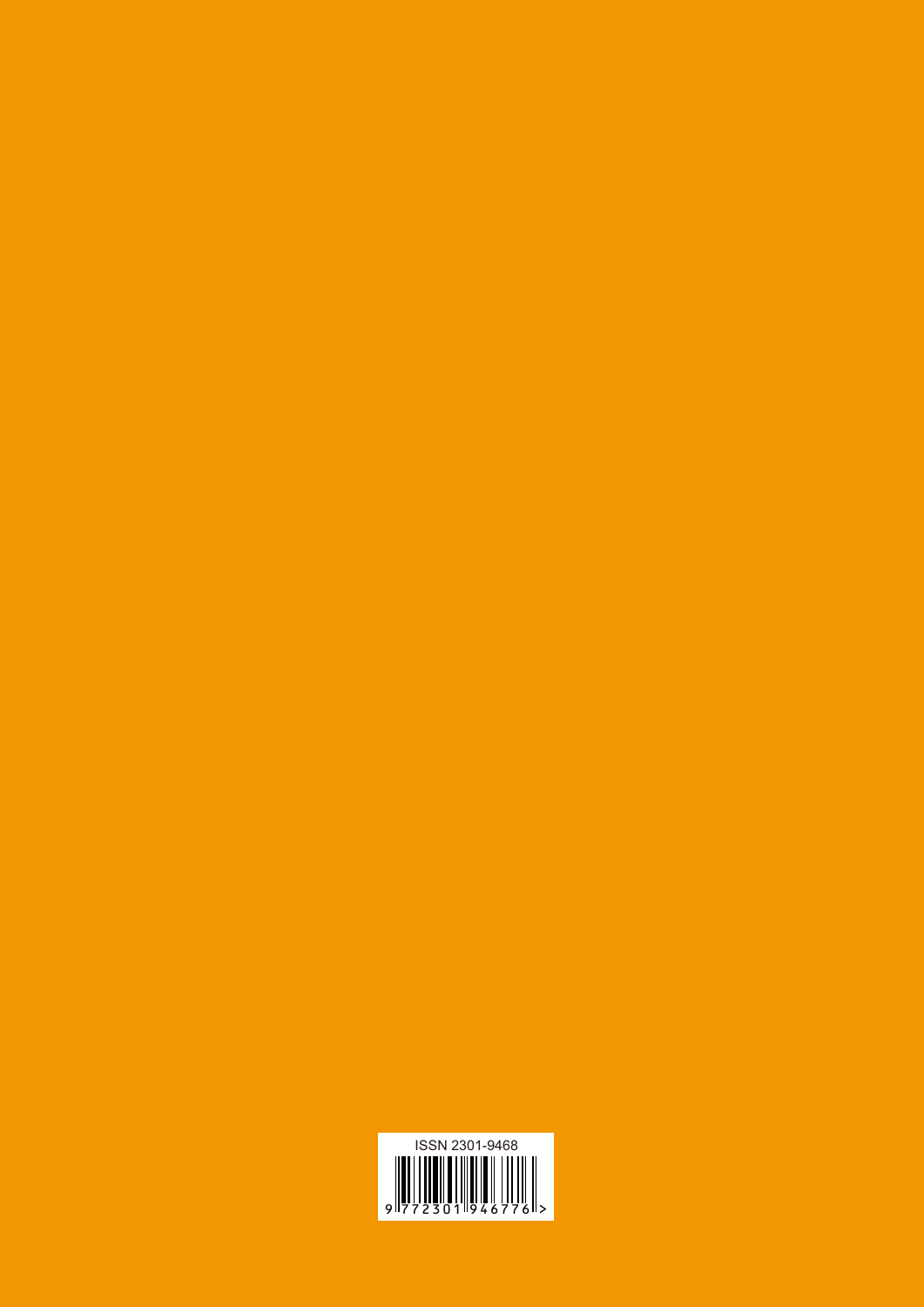ISSN 2301-9468

9 772301 946776 >